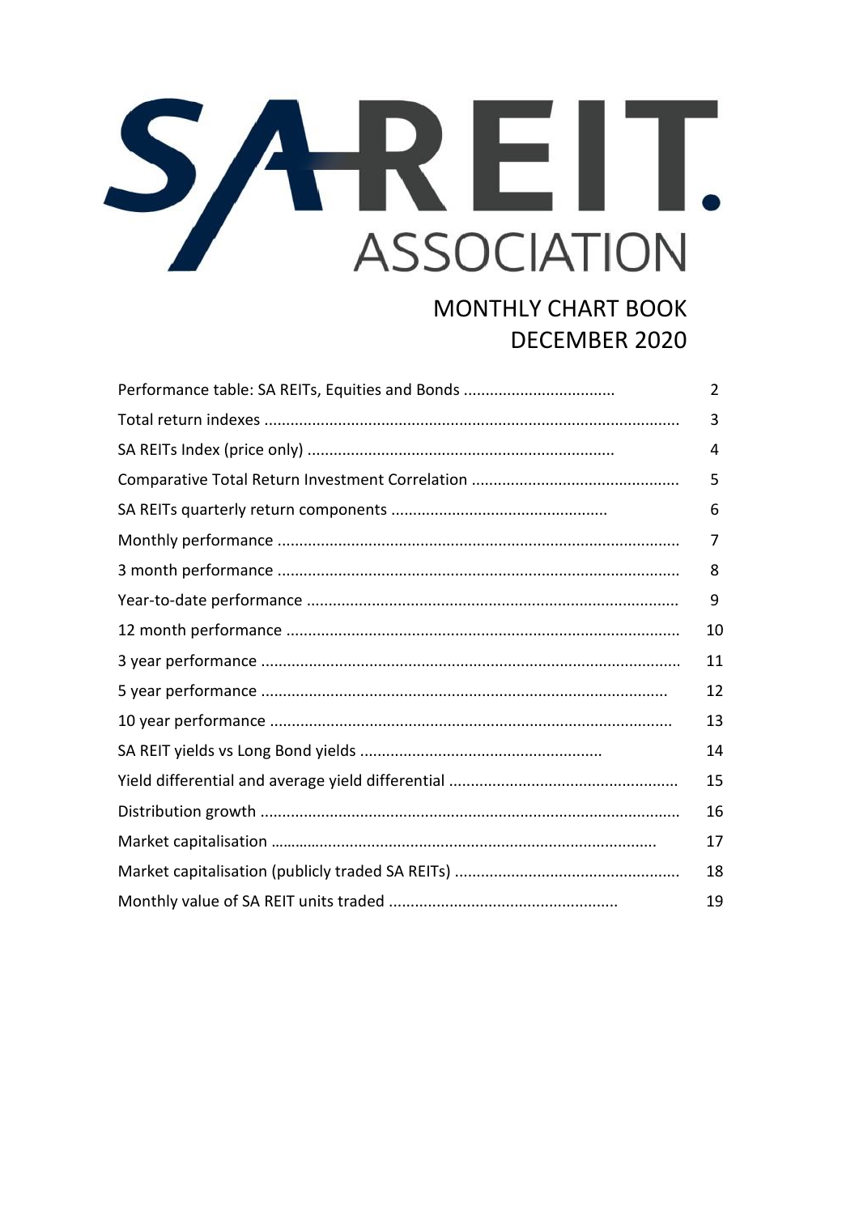# SA REIT ASSOCIATION

## MONTHLY CHART BOOK
## DECEMBER 2020

| | |
|---|---|
| Performance table: SA REITs, Equities and Bonds | 2 |
| Total return indexes | 3 |
| SA REITs Index (price only) | 4 |
| Comparative Total Return Investment Correlation | 5 |
| SA REITs quarterly return components | 6 |
| Monthly performance | 7 |
| 3 month performance | 8 |
| Year-to-date performance | 9 |
| 12 month performance | 10 |
| 3 year performance | 11 |
| 5 year performance | 12 |
| 10 year performance | 13 |
| SA REIT yields vs Long Bond yields | 14 |
| Yield differential and average yield differential | 15 |
| Distribution growth | 16 |
| Market capitalisation | 17 |
| Market capitalisation (publicly traded SA REITs) | 18 |
| Monthly value of SA REIT units traded | 19 |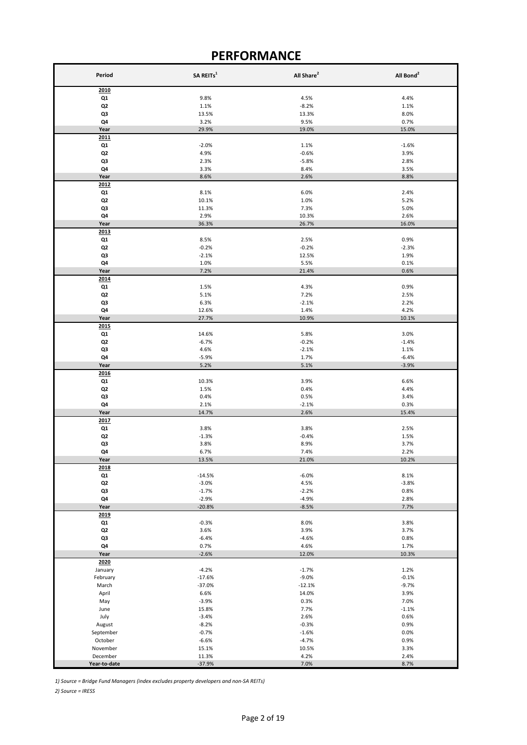# PERFORMANCE

| Period | SA REITs[1] | All Share[2] | All Bond[2] |
|---|---|---|---|
| **2010** | | | |
| Q1 | 9.8% | 4.5% | 4.4% |
| Q2 | 1.1% | -8.2% | 1.1% |
| Q3 | 13.5% | 13.3% | 8.0% |
| Q4 | 3.2% | 9.5% | 0.7% |
| **Year** | 29.9% | 19.0% | 15.0% |
| **2011** | | | |
| Q1 | -2.0% | 1.1% | -1.6% |
| Q2 | 4.9% | -0.6% | 3.9% |
| Q3 | 2.3% | -5.8% | 2.8% |
| Q4 | 3.3% | 8.4% | 3.5% |
| **Year** | 8.6% | 2.6% | 8.8% |
| **2012** | | | |
| Q1 | 8.1% | 6.0% | 2.4% |
| Q2 | 10.1% | 1.0% | 5.2% |
| Q3 | 11.3% | 7.3% | 5.0% |
| Q4 | 2.9% | 10.3% | 2.6% |
| **Year** | 36.3% | 26.7% | 16.0% |
| **2013** | | | |
| Q1 | 8.5% | 2.5% | 0.9% |
| Q2 | -0.2% | -0.2% | -2.3% |
| Q3 | -2.1% | 12.5% | 1.9% |
| Q4 | 1.0% | 5.5% | 0.1% |
| **Year** | 7.2% | 21.4% | 0.6% |
| **2014** | | | |
| Q1 | 1.5% | 4.3% | 0.9% |
| Q2 | 5.1% | 7.2% | 2.5% |
| Q3 | 6.3% | -2.1% | 2.2% |
| Q4 | 12.6% | 1.4% | 4.2% |
| **Year** | 27.7% | 10.9% | 10.1% |
| **2015** | | | |
| Q1 | 14.6% | 5.8% | 3.0% |
| Q2 | -6.7% | -0.2% | -1.4% |
| Q3 | 4.6% | -2.1% | 1.1% |
| Q4 | -5.9% | 1.7% | -6.4% |
| **Year** | 5.2% | 5.1% | -3.9% |
| **2016** | | | |
| Q1 | 10.3% | 3.9% | 6.6% |
| Q2 | 1.5% | 0.4% | 4.4% |
| Q3 | 0.4% | 0.5% | 3.4% |
| Q4 | 2.1% | -2.1% | 0.3% |
| **Year** | 14.7% | 2.6% | 15.4% |
| **2017** | | | |
| Q1 | 3.8% | 3.8% | 2.5% |
| Q2 | -1.3% | -0.4% | 1.5% |
| Q3 | 3.8% | 8.9% | 3.7% |
| Q4 | 6.7% | 7.4% | 2.2% |
| **Year** | 13.5% | 21.0% | 10.2% |
| **2018** | | | |
| Q1 | -14.5% | -6.0% | 8.1% |
| Q2 | -3.0% | 4.5% | -3.8% |
| Q3 | -1.7% | -2.2% | 0.8% |
| Q4 | -2.9% | -4.9% | 2.8% |
| **Year** | -20.8% | -8.5% | 7.7% |
| **2019** | | | |
| Q1 | -0.3% | 8.0% | 3.8% |
| Q2 | 3.6% | 3.9% | 3.7% |
| Q3 | -6.4% | -4.6% | 0.8% |
| Q4 | 0.7% | 4.6% | 1.7% |
| **Year** | -2.6% | 12.0% | 10.3% |
| **2020** | | | |
| January | -4.2% | -1.7% | 1.2% |
| February | -17.6% | -9.0% | -0.1% |
| March | -37.0% | -12.1% | -9.7% |
| April | 6.6% | 14.0% | 3.9% |
| May | -3.9% | 0.3% | 7.0% |
| June | 15.8% | 7.7% | -1.1% |
| July | -3.4% | 2.6% | 0.6% |
| August | -8.2% | -0.3% | 0.9% |
| September | -0.7% | -1.6% | 0.0% |
| October | -6.6% | -4.7% | 0.9% |
| November | 15.1% | 10.5% | 3.3% |
| December | 11.3% | 4.2% | 2.4% |
| **Year-to-date** | -37.9% | 7.0% | 8.7% |

*1) Source = Bridge Fund Managers (index excludes property developers and non-SA REITs)*

*2) Source = IRESS*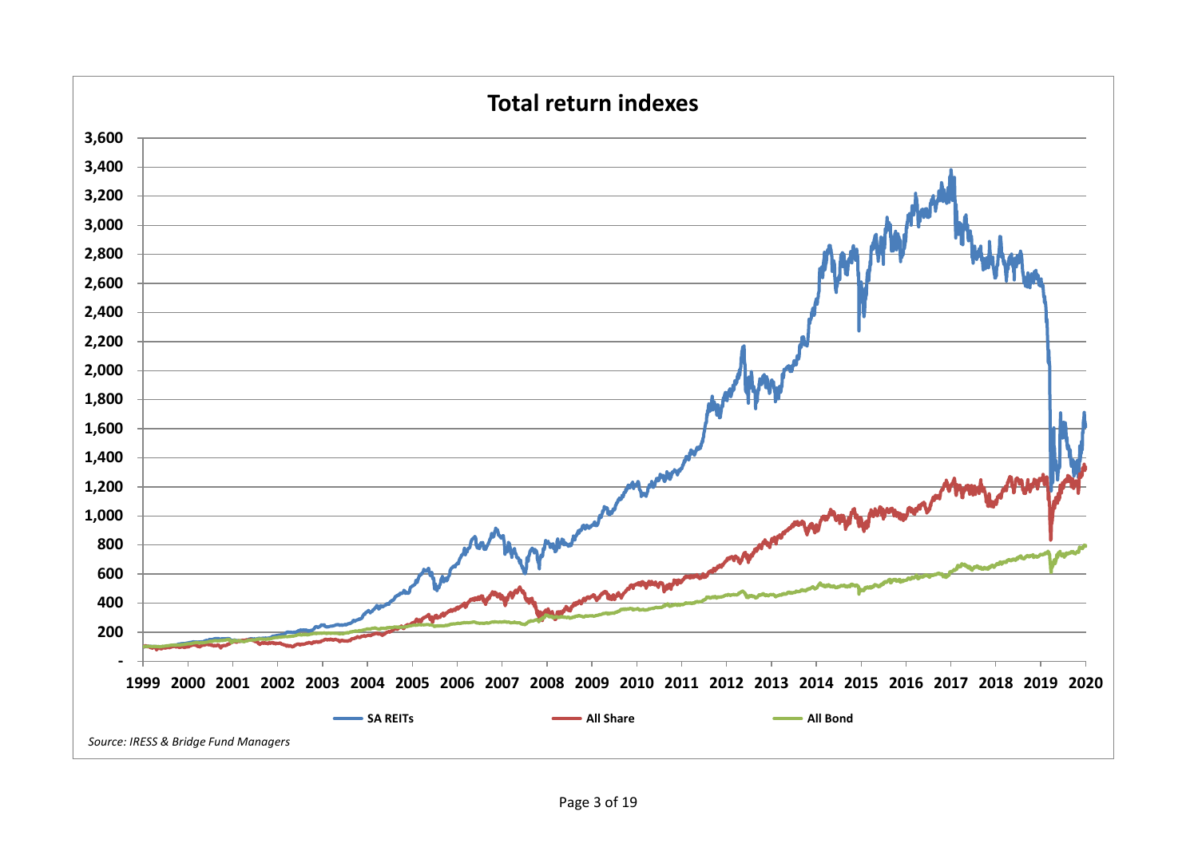## Total return indexes

Source: IRESS & Bridge Fund Managers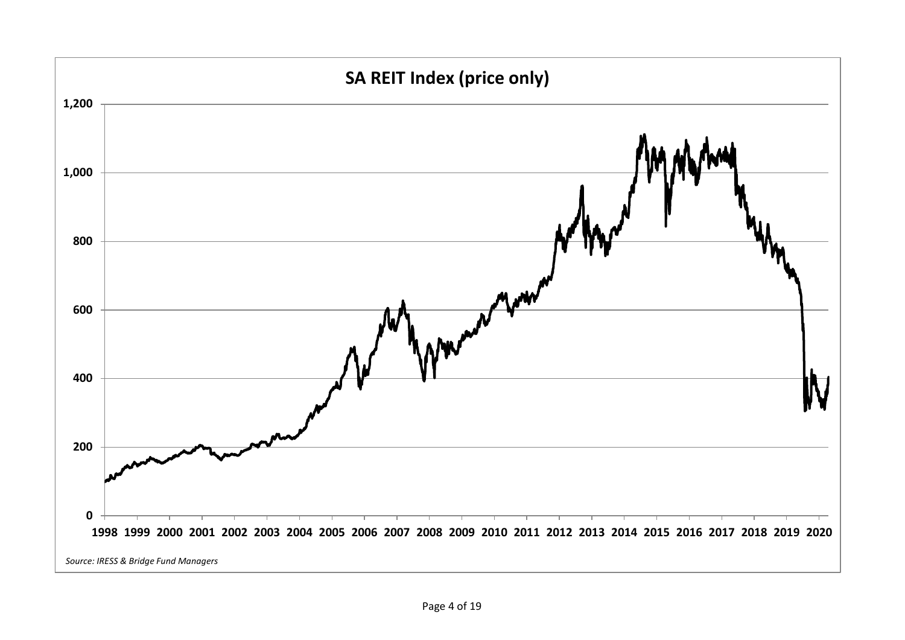**SA REIT Index (price only)**

*Source: IRESS & Bridge Fund Managers*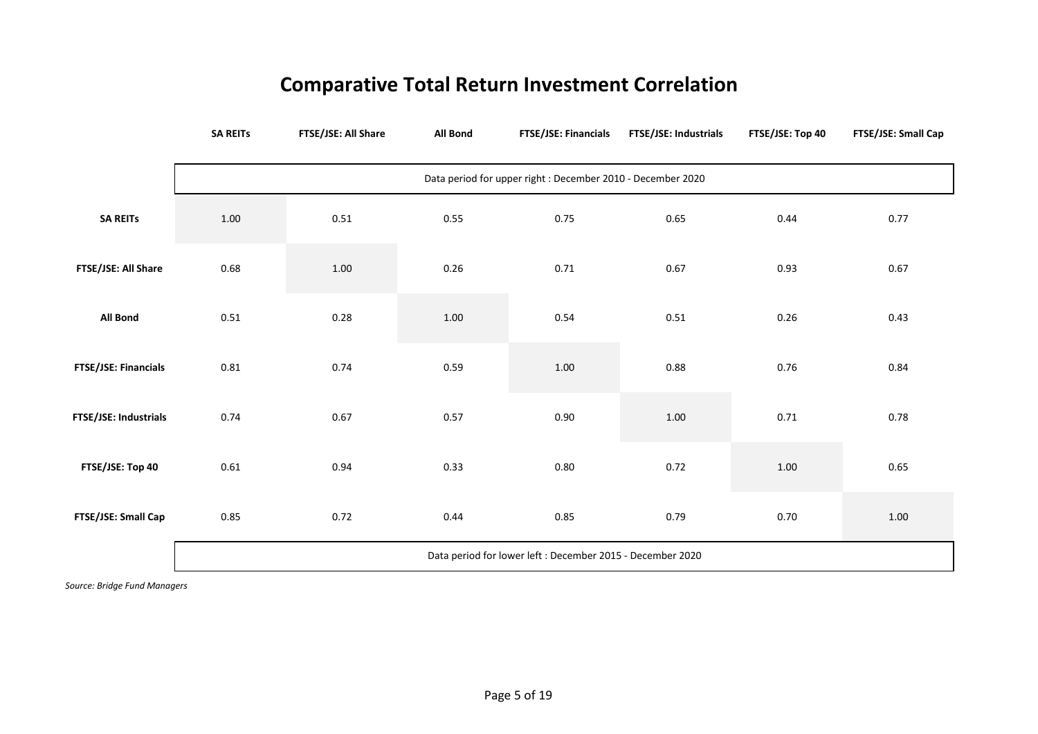# Comparative Total Return Investment Correlation

Data period for upper right : December 2010 - December 2020

| | SA REITs | FTSE/JSE: All Share | All Bond | FTSE/JSE: Financials | FTSE/JSE: Industrials | FTSE/JSE: Top 40 | FTSE/JSE: Small Cap |
|---|---|---|---|---|---|---|---|
| **SA REITs** | 1.00 | 0.51 | 0.55 | 0.75 | 0.65 | 0.44 | 0.77 |
| **FTSE/JSE: All Share** | 0.68 | 1.00 | 0.26 | 0.71 | 0.67 | 0.93 | 0.67 |
| **All Bond** | 0.51 | 0.28 | 1.00 | 0.54 | 0.51 | 0.26 | 0.43 |
| **FTSE/JSE: Financials** | 0.81 | 0.74 | 0.59 | 1.00 | 0.88 | 0.76 | 0.84 |
| **FTSE/JSE: Industrials** | 0.74 | 0.67 | 0.57 | 0.90 | 1.00 | 0.71 | 0.78 |
| **FTSE/JSE: Top 40** | 0.61 | 0.94 | 0.33 | 0.80 | 0.72 | 1.00 | 0.65 |
| **FTSE/JSE: Small Cap** | 0.85 | 0.72 | 0.44 | 0.85 | 0.79 | 0.70 | 1.00 |

Data period for lower left : December 2015 - December 2020

*Source: Bridge Fund Managers*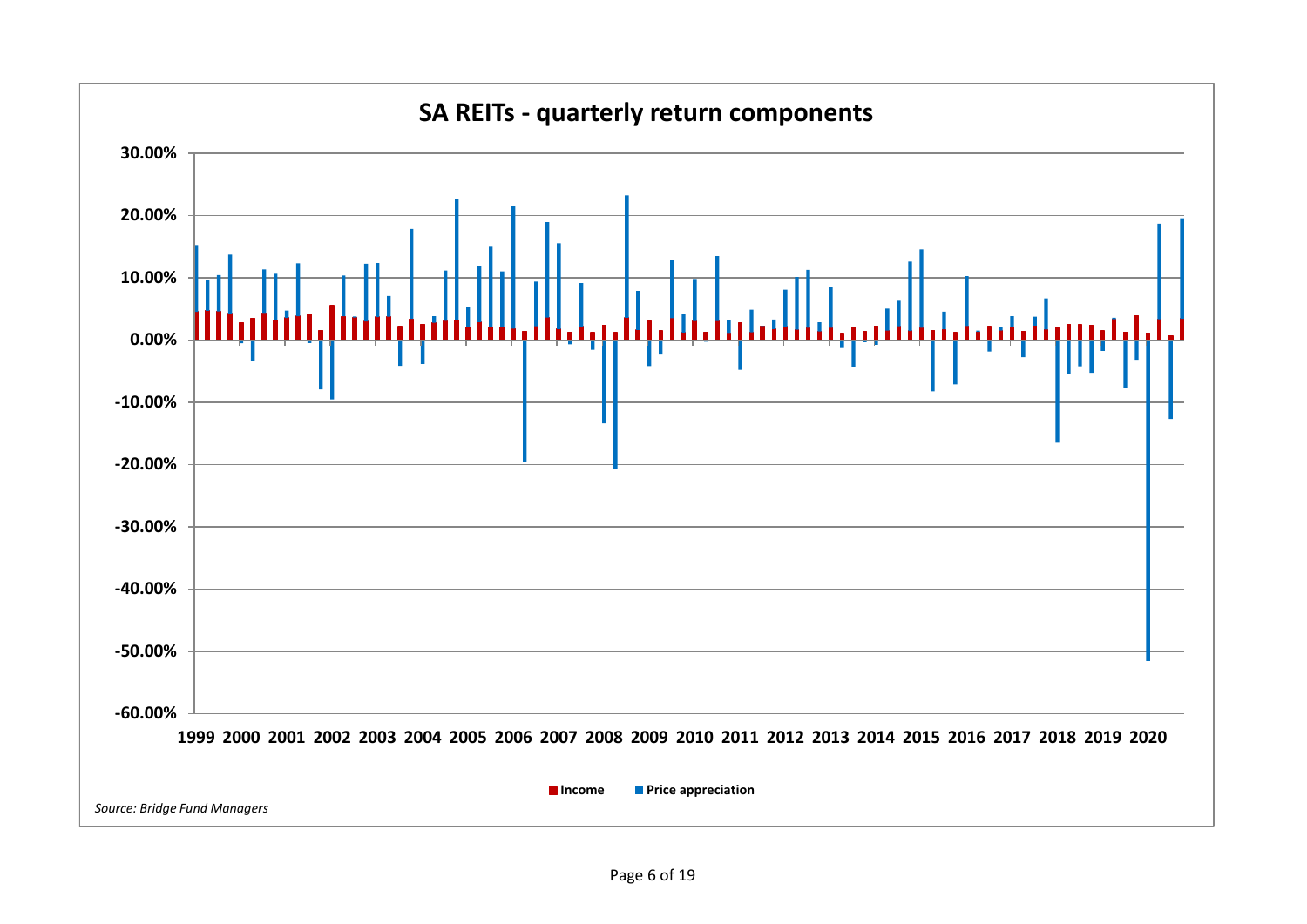**SA REITs - quarterly return components**

30.00%
20.00%
10.00%
0.00%
-10.00%
-20.00%
-30.00%
-40.00%
-50.00%
-60.00%

1999 2000 2001 2002 2003 2004 2005 2006 2007 2008 2009 2010 2011 2012 2013 2014 2015 2016 2017 2018 2019 2020

■ Income ■ Price appreciation

*Source: Bridge Fund Managers*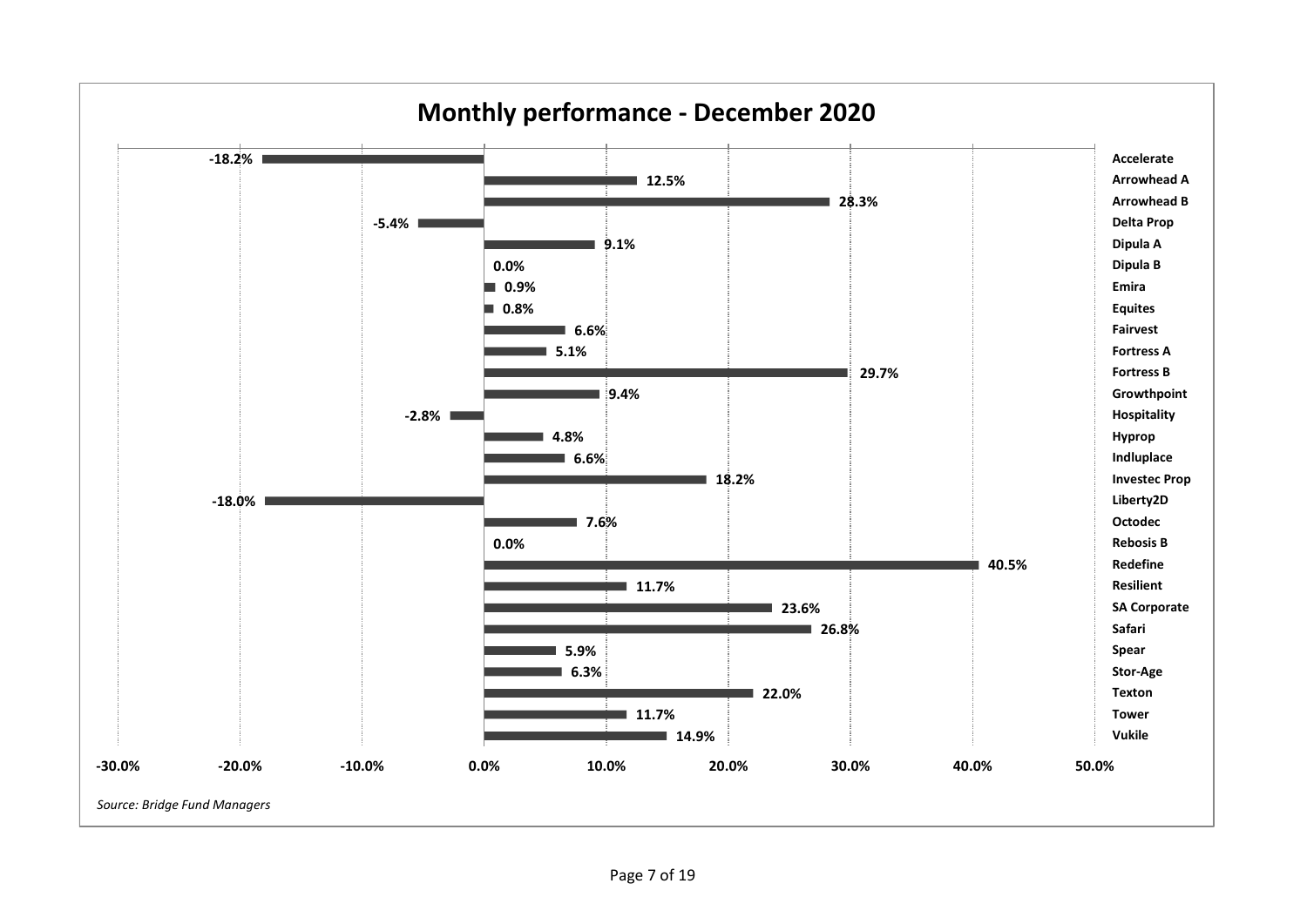## Monthly performance - December 2020

| Company | Performance |
|---|---|
| Accelerate | -18.2% |
| Arrowhead A | 12.5% |
| Arrowhead B | 28.3% |
| Delta Prop | -5.4% |
| Dipula A | 9.1% |
| Dipula B | 0.0% |
| Emira | 0.9% |
| Equites | 0.8% |
| Fairvest | 6.6% |
| Fortress A | 5.1% |
| Fortress B | 29.7% |
| Growthpoint | 9.4% |
| Hospitality | -2.8% |
| Hyprop | 4.8% |
| Indluplace | 6.6% |
| Investec Prop | 18.2% |
| Liberty2D | -18.0% |
| Octodec | 7.6% |
| Rebosis B | 0.0% |
| Redefine | 40.5% |
| Resilient | 11.7% |
| SA Corporate | 23.6% |
| Safari | 26.8% |
| Spear | 5.9% |
| Stor-Age | 6.3% |
| Texton | 22.0% |
| Tower | 11.7% |
| Vukile | 14.9% |

*Source: Bridge Fund Managers*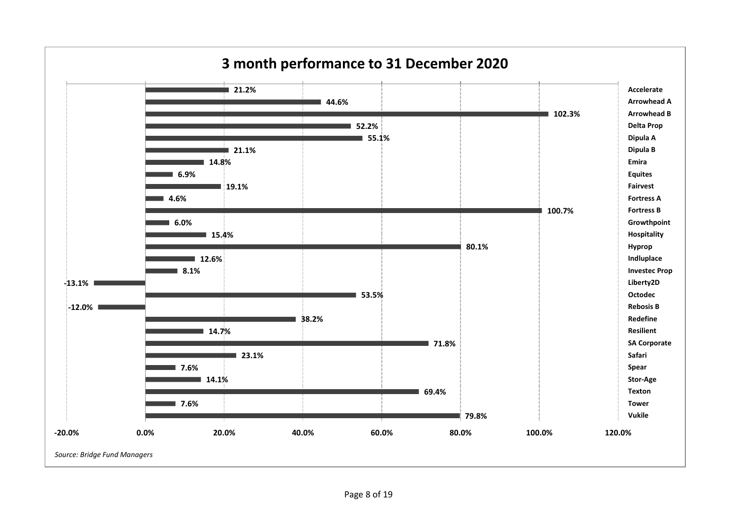## 3 month performance to 31 December 2020

| Company | 3 month performance |
|---|---|
| Accelerate | 21.2% |
| Arrowhead A | 44.6% |
| Arrowhead B | 102.3% |
| Delta Prop | 52.2% |
| Dipula A | 55.1% |
| Dipula B | 21.1% |
| Emira | 14.8% |
| Equites | 6.9% |
| Fairvest | 19.1% |
| Fortress A | 4.6% |
| Fortress B | 100.7% |
| Growthpoint | 6.0% |
| Hospitality | 15.4% |
| Hyprop | 80.1% |
| Indluplace | 12.6% |
| Investec Prop | 8.1% |
| Liberty2D | -13.1% |
| Octodec | 53.5% |
| Rebosis B | -12.0% |
| Redefine | 38.2% |
| Resilient | 14.7% |
| SA Corporate | 71.8% |
| Safari | 23.1% |
| Spear | 7.6% |
| Stor-Age | 14.1% |
| Texton | 69.4% |
| Tower | 7.6% |
| Vukile | 79.8% |

*Source: Bridge Fund Managers*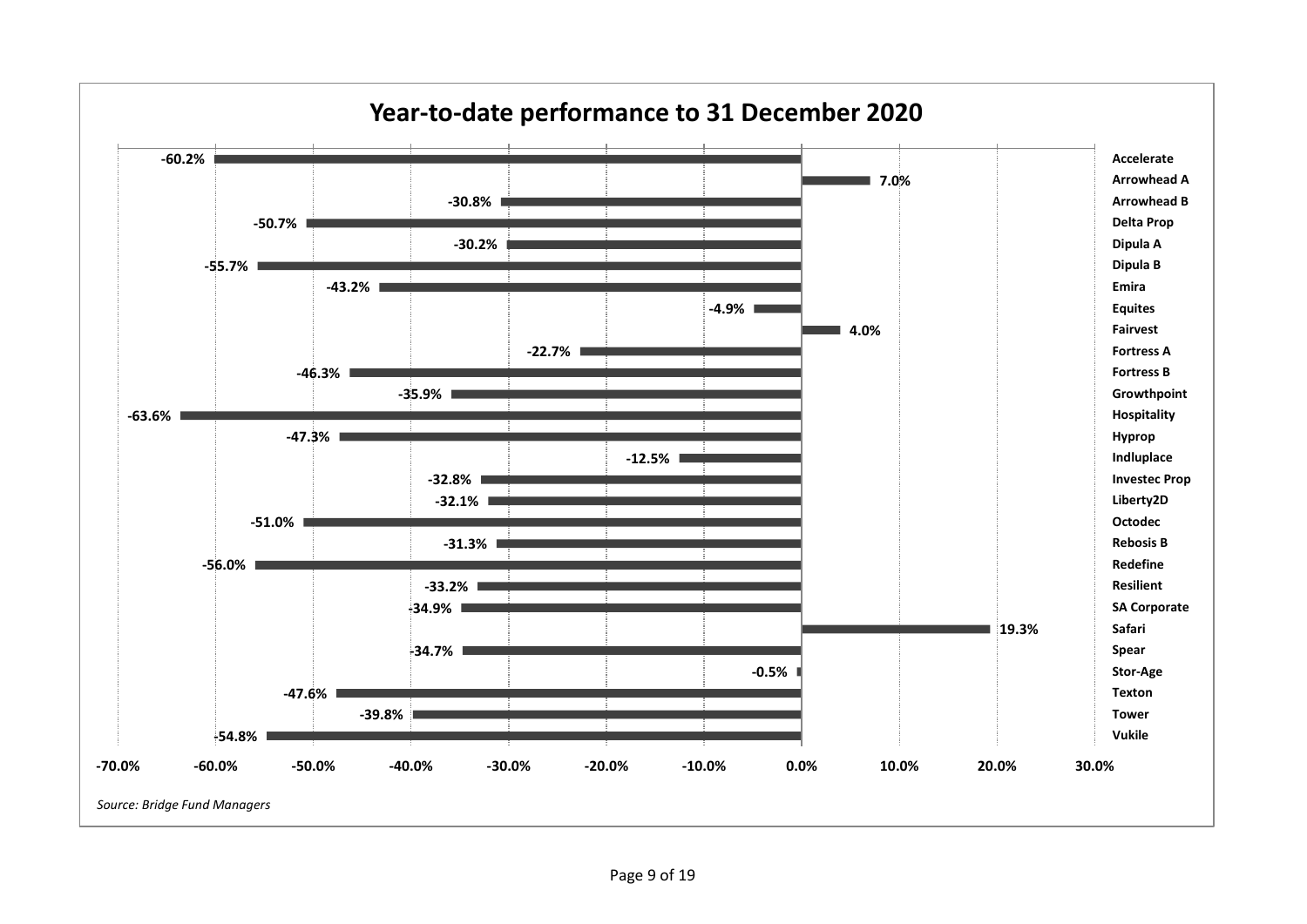## Year-to-date performance to 31 December 2020

| Company | Performance |
| --- | --- |
| Accelerate | -60.2% |
| Arrowhead A | 7.0% |
| Arrowhead B | -30.8% |
| Delta Prop | -50.7% |
| Dipula A | -30.2% |
| Dipula B | -55.7% |
| Emira | -43.2% |
| Equites | -4.9% |
| Fairvest | 4.0% |
| Fortress A | -22.7% |
| Fortress B | -46.3% |
| Growthpoint | -35.9% |
| Hospitality | -63.6% |
| Hyprop | -47.3% |
| Indluplace | -12.5% |
| Investec Prop | -32.8% |
| Liberty2D | -32.1% |
| Octodec | -51.0% |
| Rebosis B | -31.3% |
| Redefine | -56.0% |
| Resilient | -33.2% |
| SA Corporate | -34.9% |
| Safari | 19.3% |
| Spear | -34.7% |
| Stor-Age | -0.5% |
| Texton | -47.6% |
| Tower | -39.8% |
| Vukile | -54.8% |

*Source: Bridge Fund Managers*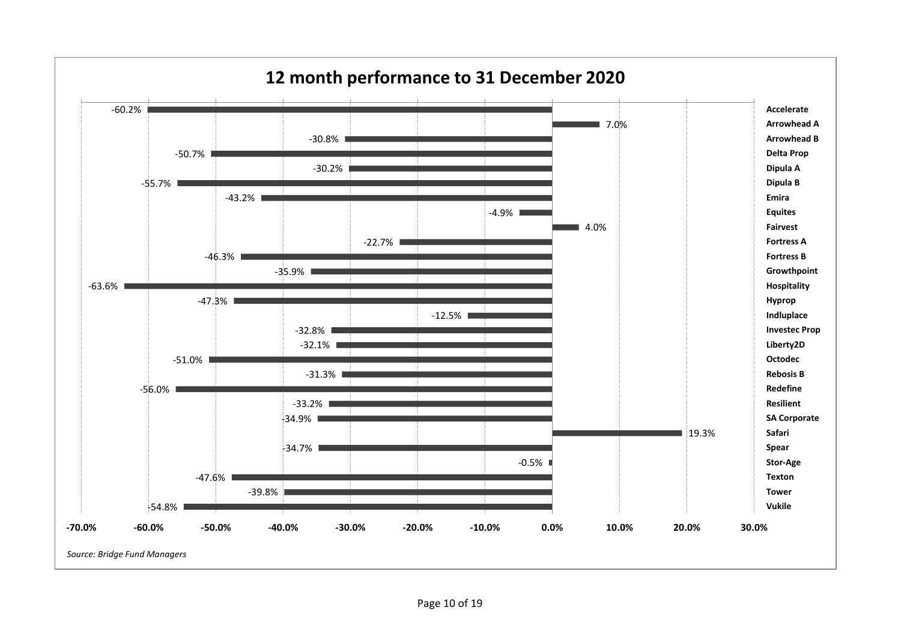# 12 month performance to 31 December 2020

| Company | 12 month performance |
| --- | --- |
| Accelerate | -60.2% |
| Arrowhead A | 7.0% |
| Arrowhead B | -30.8% |
| Delta Prop | -50.7% |
| Dipula A | -30.2% |
| Dipula B | -55.7% |
| Emira | -43.2% |
| Equites | -4.9% |
| Fairvest | 4.0% |
| Fortress A | -22.7% |
| Fortress B | -46.3% |
| Growthpoint | -35.9% |
| Hospitality | -63.6% |
| Hyprop | -47.3% |
| Indluplace | -12.5% |
| Investec Prop | -32.8% |
| Liberty2D | -32.1% |
| Octodec | -51.0% |
| Rebosis B | -31.3% |
| Redefine | -56.0% |
| Resilient | -33.2% |
| SA Corporate | -34.9% |
| Safari | 19.3% |
| Spear | -34.7% |
| Stor-Age | -0.5% |
| Texton | -47.6% |
| Tower | -39.8% |
| Vukile | -54.8% |

*Source: Bridge Fund Managers*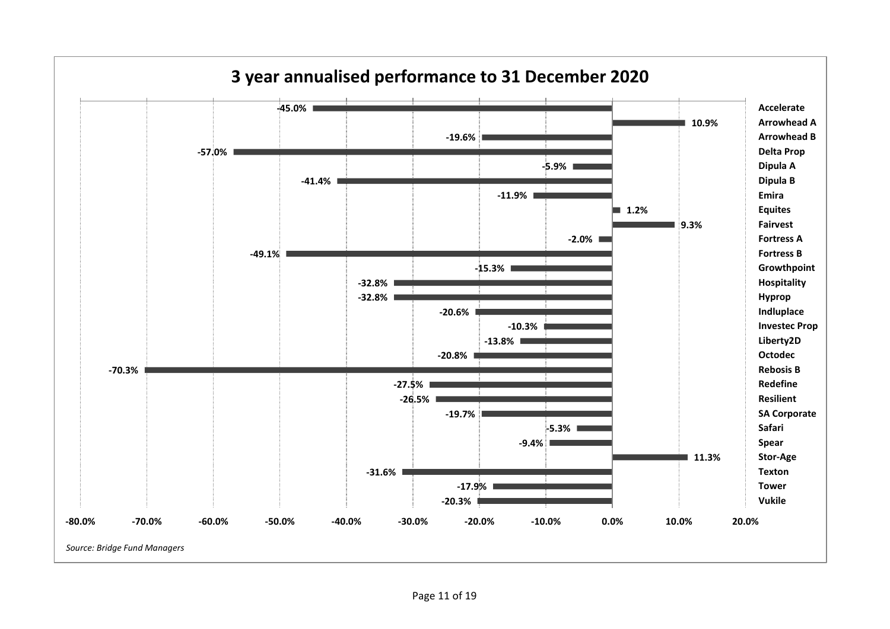# 3 year annualised performance to 31 December 2020

| Company | Performance |
| --- | --- |
| Accelerate | -45.0% |
| Arrowhead A | 10.9% |
| Arrowhead B | -19.6% |
| Delta Prop | -57.0% |
| Dipula A | -5.9% |
| Dipula B | -41.4% |
| Emira | -11.9% |
| Equites | 1.2% |
| Fairvest | 9.3% |
| Fortress A | -2.0% |
| Fortress B | -49.1% |
| Growthpoint | -15.3% |
| Hospitality | -32.8% |
| Hyprop | -32.8% |
| Indluplace | -20.6% |
| Investec Prop | -10.3% |
| Liberty2D | -13.8% |
| Octodec | -20.8% |
| Rebosis B | -70.3% |
| Redefine | -27.5% |
| Resilient | -26.5% |
| SA Corporate | -19.7% |
| Safari | -5.3% |
| Spear | -9.4% |
| Stor-Age | 11.3% |
| Texton | -31.6% |
| Tower | -17.9% |
| Vukile | -20.3% |

*Source: Bridge Fund Managers*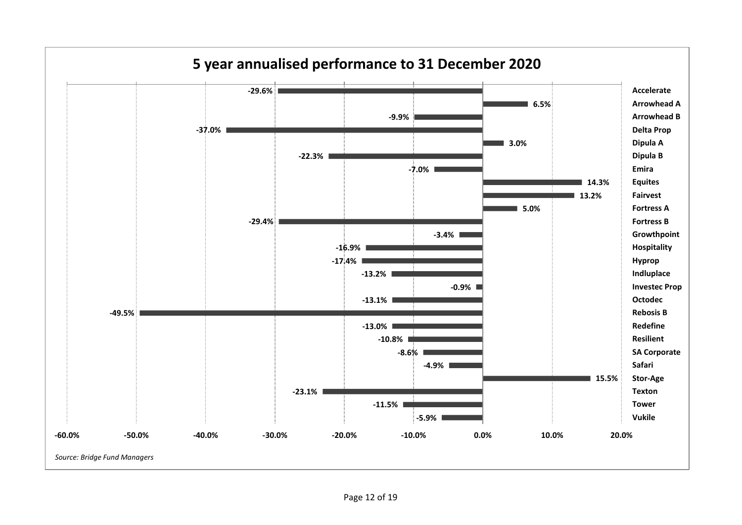## 5 year annualised performance to 31 December 2020

| Company | 5 year annualised performance |
|---|---|
| Accelerate | -29.6% |
| Arrowhead A | 6.5% |
| Arrowhead B | -9.9% |
| Delta Prop | -37.0% |
| Dipula A | 3.0% |
| Dipula B | -22.3% |
| Emira | -7.0% |
| Equites | 14.3% |
| Fairvest | 13.2% |
| Fortress A | 5.0% |
| Fortress B | -29.4% |
| Growthpoint | -3.4% |
| Hospitality | -16.9% |
| Hyprop | -17.4% |
| Indluplace | -13.2% |
| Investec Prop | -0.9% |
| Octodec | -13.1% |
| Rebosis B | -49.5% |
| Redefine | -13.0% |
| Resilient | -10.8% |
| SA Corporate | -8.6% |
| Safari | -4.9% |
| Stor-Age | 15.5% |
| Texton | -23.1% |
| Tower | -11.5% |
| Vukile | -5.9% |

*Source: Bridge Fund Managers*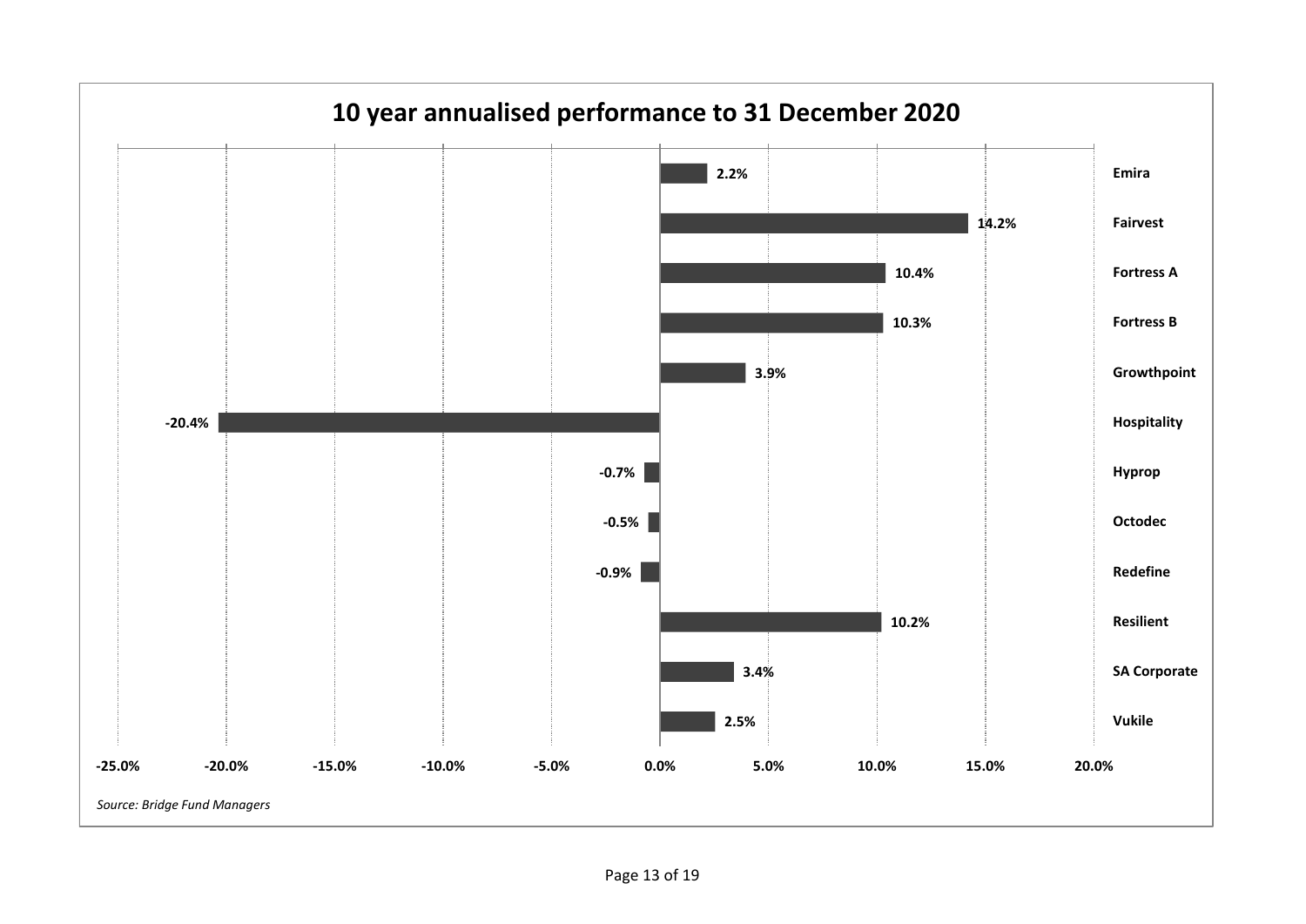## 10 year annualised performance to 31 December 2020

| Company | Performance |
|---|---|
| Emira | 2.2% |
| Fairvest | 14.2% |
| Fortress A | 10.4% |
| Fortress B | 10.3% |
| Growthpoint | 3.9% |
| Hospitality | -20.4% |
| Hyprop | -0.7% |
| Octodec | -0.5% |
| Redefine | -0.9% |
| Resilient | 10.2% |
| SA Corporate | 3.4% |
| Vukile | 2.5% |

*Source: Bridge Fund Managers*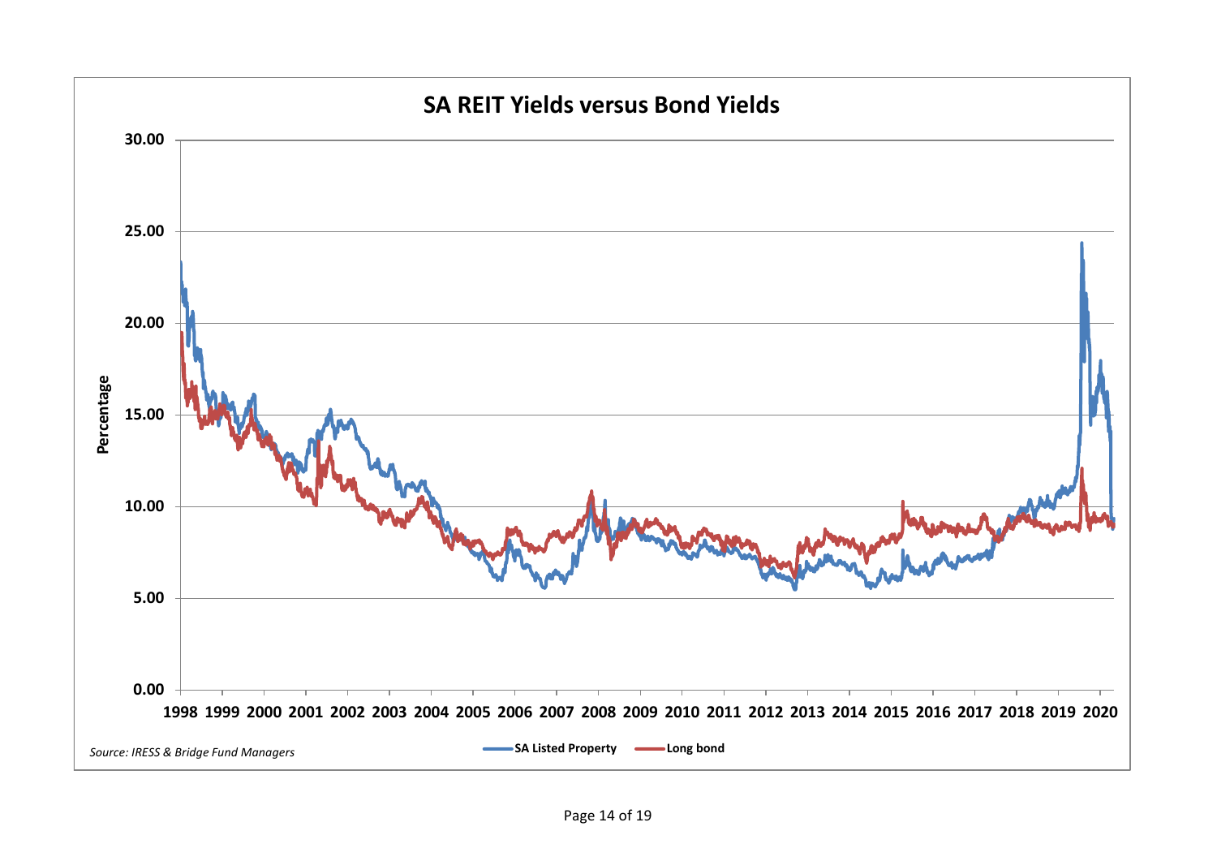## SA REIT Yields versus Bond Yields

Percentage

30.00
25.00
20.00
15.00
10.00
5.00
0.00

1998 1999 2000 2001 2002 2003 2004 2005 2006 2007 2008 2009 2010 2011 2012 2013 2014 2015 2016 2017 2018 2019 2020

SA Listed Property — Long bond

*Source: IRESS & Bridge Fund Managers*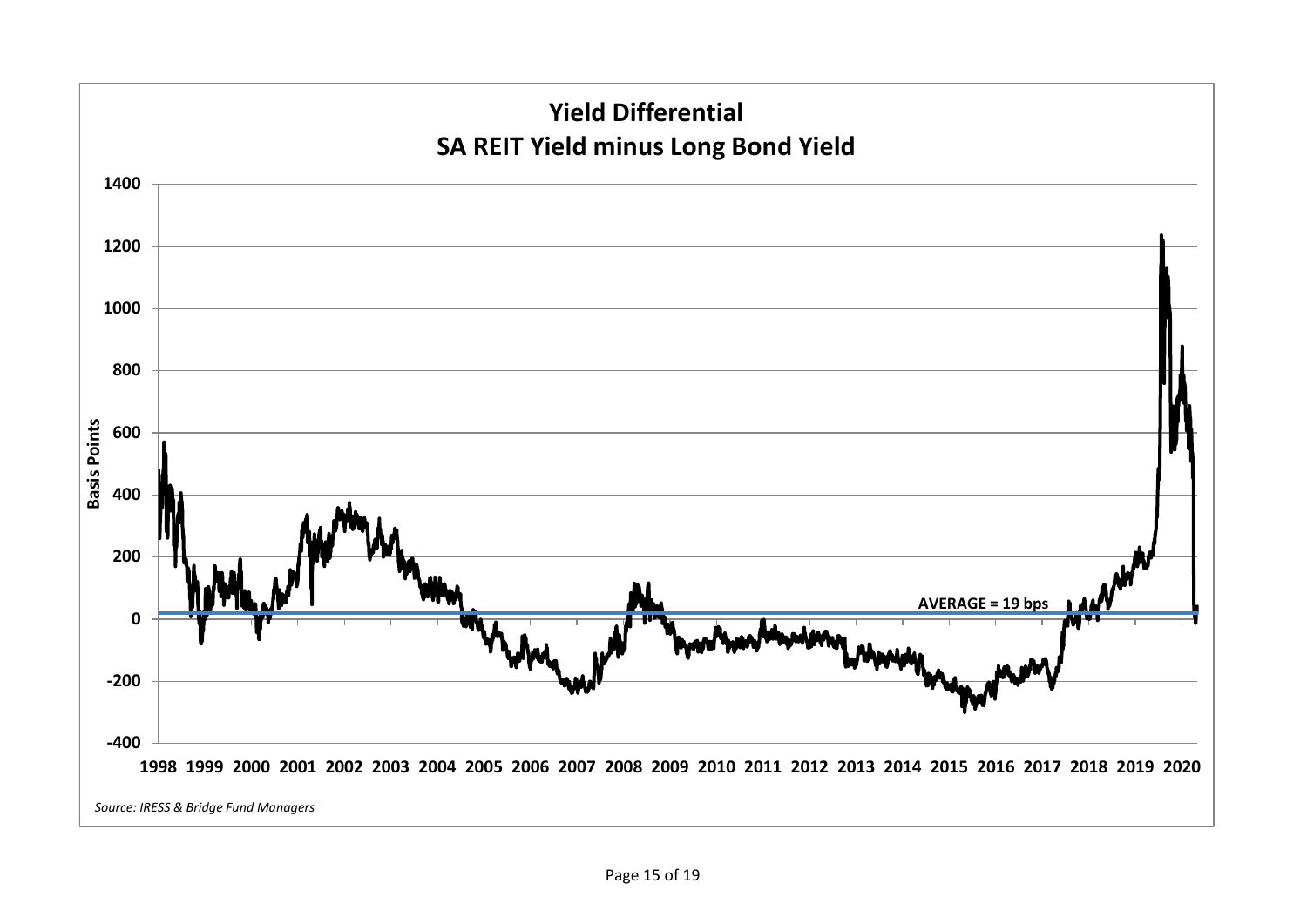**Yield Differential**
**SA REIT Yield minus Long Bond Yield**

Basis Points

1400
1200
1000
800
600
400
200
0
-200
-400

AVERAGE = 19 bps

1998 1999 2000 2001 2002 2003 2004 2005 2006 2007 2008 2009 2010 2011 2012 2013 2014 2015 2016 2017 2018 2019 2020

*Source: IRESS & Bridge Fund Managers*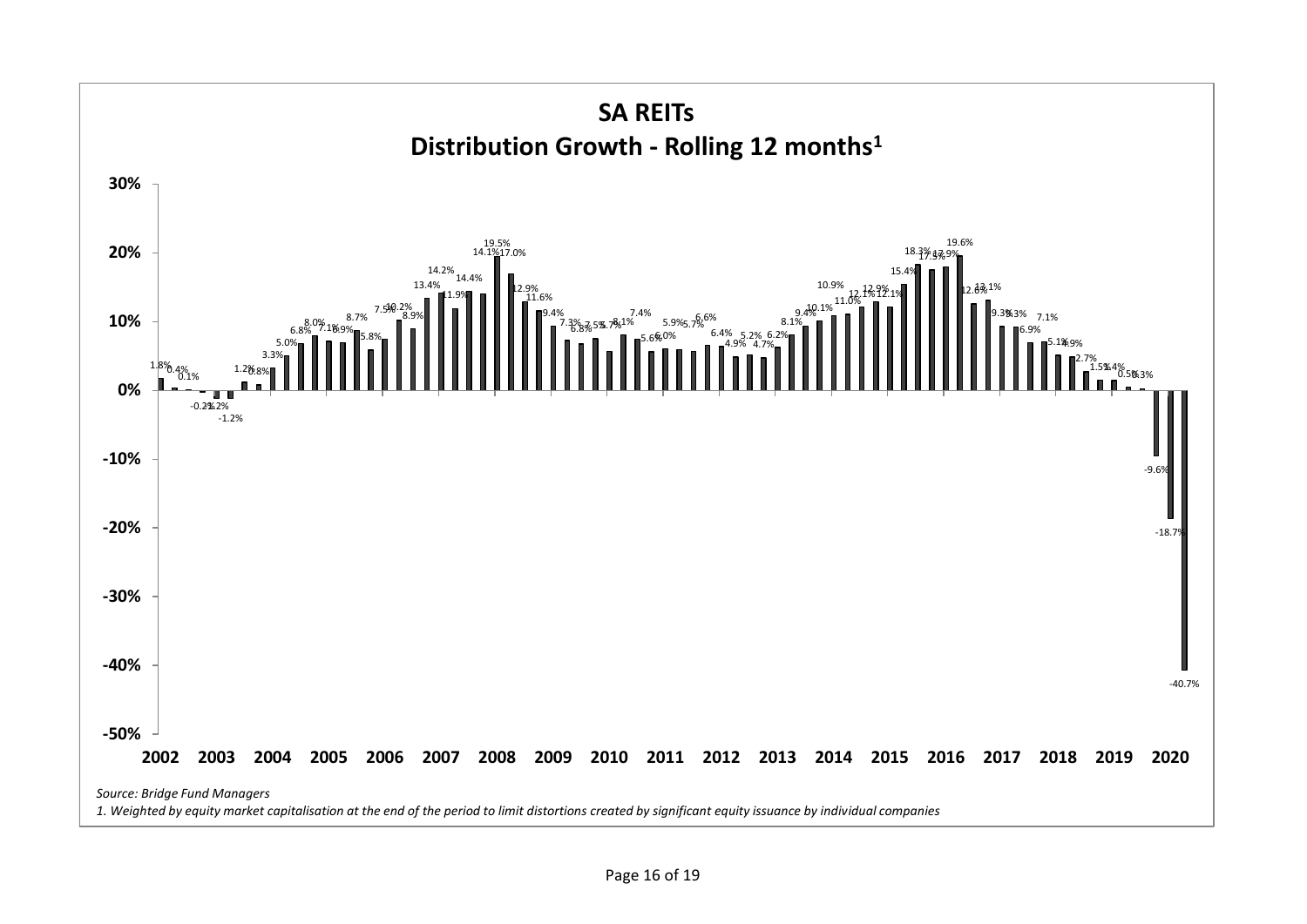## SA REITs
## Distribution Growth - Rolling 12 months[1]

| 2002 | 2003 | 2004 | 2005 | 2006 | 2007 | 2008 | 2009 | 2010 | 2011 | 2012 | 2013 | 2014 | 2015 | 2016 | 2017 | 2018 | 2019 | 2020 |
|---|---|---|---|---|---|---|---|---|---|---|---|---|---|---|---|---|---|---|

Values shown on chart (in order): 1.8%, 0.4%, 0.1%, -0.2%, -1.2%, -1.2%, 1.2%, 0.8%, 3.3%, 5.0%, 6.8%, 8.0%, 7.1%, 6.9%, 8.7%, 5.8%, 7.5%, 10.2%, 8.9%, 13.4%, 14.2%, 11.9%, 14.4%, 14.1%, 19.5%, 17.0%, 12.9%, 11.6%, 9.4%, 7.3%, 6.8%, 7.5%, 5.7%, 8.1%, 7.4%, 5.6%, 6.0%, 5.9%, 5.7%, 6.6%, 6.4%, 4.9%, 5.2%, 4.7%, 6.2%, 8.1%, 9.4%, 10.1%, 10.9%, 11.0%, 12.1%, 12.9%, 12.1%, 15.4%, 18.3%, 17.5%, 17.9%, 19.6%, 12.6%, 13.1%, 9.3%, 9.3%, 6.9%, 7.1%, 5.1%, 4.9%, 2.7%, 1.5%, 1.4%, 0.5%, 0.3%, -9.6%, -18.7%, -40.7%

*Source: Bridge Fund Managers*

*1. Weighted by equity market capitalisation at the end of the period to limit distortions created by significant equity issuance by individual companies*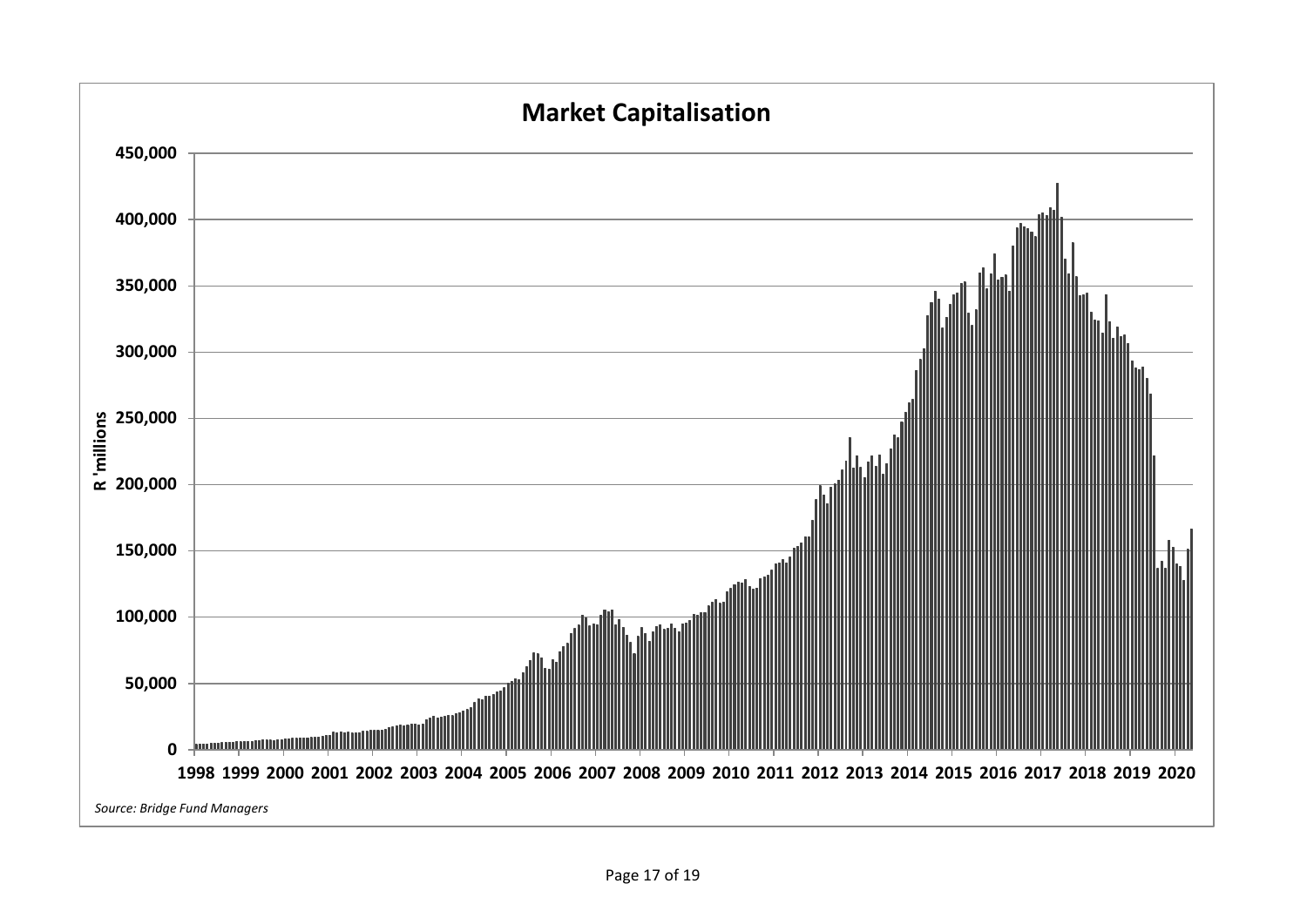**Market Capitalisation**

R 'millions

450,000
400,000
350,000
300,000
250,000
200,000
150,000
100,000
50,000
0

1998 1999 2000 2001 2002 2003 2004 2005 2006 2007 2008 2009 2010 2011 2012 2013 2014 2015 2016 2017 2018 2019 2020

*Source: Bridge Fund Managers*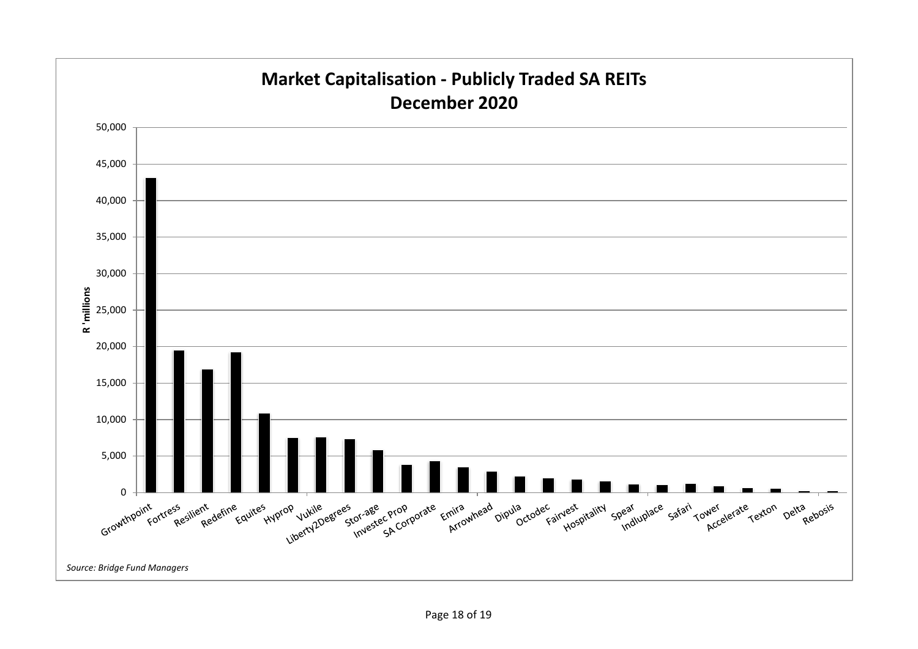**Market Capitalisation - Publicly Traded SA REITs**
**December 2020**

R 'millions

50,000
45,000
40,000
35,000
30,000
25,000
20,000
15,000
10,000
5,000
0

Growthpoint, Fortress, Resilient, Redefine, Equites, Hyprop, Vukile, Liberty2Degrees, Stor-age, Investec Prop, SA Corporate, Emira, Arrowhead, Dipula, Octodec, Fairvest, Hospitality, Spear, Indluplace, Safari, Tower, Accelerate, Texton, Delta, Rebosis

*Source: Bridge Fund Managers*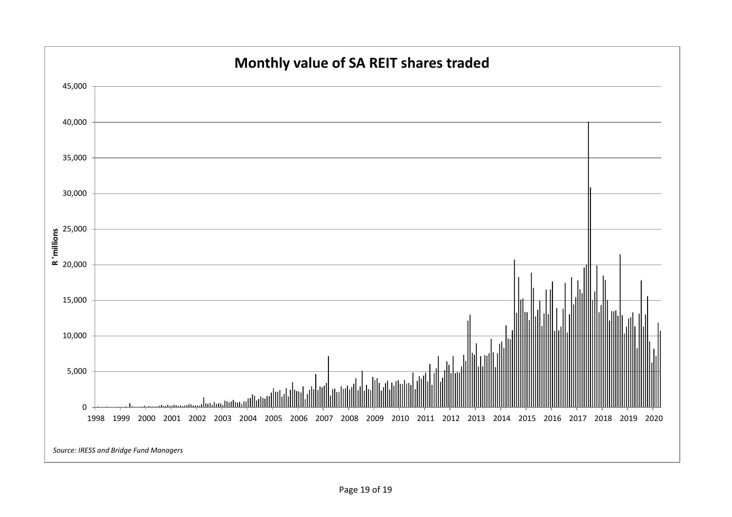**Monthly value of SA REIT shares traded**

R 'millions

45,000
40,000
35,000
30,000
25,000
20,000
15,000
10,000
5,000
0

1998 1999 2000 2001 2002 2003 2004 2005 2006 2007 2008 2009 2010 2011 2012 2013 2014 2015 2016 2017 2018 2019 2020

*Source: IRESS and Bridge Fund Managers*